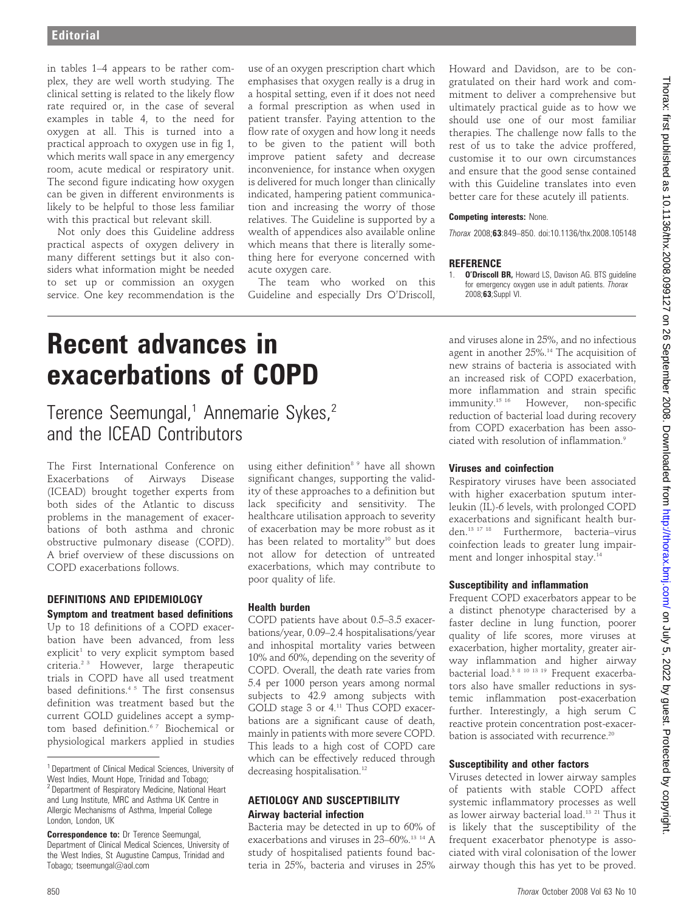in tables 1–4 appears to be rather complex, they are well worth studying. The clinical setting is related to the likely flow rate required or, in the case of several examples in table 4, to the need for oxygen at all. This is turned into a practical approach to oxygen use in fig 1, which merits wall space in any emergency room, acute medical or respiratory unit. The second figure indicating how oxygen can be given in different environments is likely to be helpful to those less familiar with this practical but relevant skill.

Not only does this Guideline address practical aspects of oxygen delivery in many different settings but it also considers what information might be needed to set up or commission an oxygen service. One key recommendation is the use of an oxygen prescription chart which emphasises that oxygen really is a drug in a hospital setting, even if it does not need a formal prescription as when used in patient transfer. Paying attention to the flow rate of oxygen and how long it needs to be given to the patient will both improve patient safety and decrease inconvenience, for instance when oxygen is delivered for much longer than clinically indicated, hampering patient communication and increasing the worry of those relatives. The Guideline is supported by a wealth of appendices also available online which means that there is literally something here for everyone concerned with acute oxygen care.

The team who worked on this Guideline and especially Drs O'Driscoll, Howard and Davidson, are to be congratulated on their hard work and commitment to deliver a comprehensive but ultimately practical guide as to how we should use one of our most familiar therapies. The challenge now falls to the rest of us to take the advice proffered, customise it to our own circumstances and ensure that the good sense contained with this Guideline translates into even better care for these acutely ill patients.

**Competing interests:** None.

*Thorax* 2008;**63**:849–850. doi:10.1136/thx.2008.105148

**REFERENCE**

1. **O'Driscoll BR,** Howard LS, Davison AG. BTS guideline for emergency oxygen use in adult patients. *Thorax* 2008;**63**;Suppl VI.

# Recent advances in exacerbations of COPD

Terence Seemungal,[1] Annemarie Sykes,[2] and the ICEAD Contributors

[1] Department of Clinical Medical Sciences, University of West Indies, Mount Hope, Trinidad and Tobago; [2] Department of Respiratory Medicine, National Heart and Lung Institute, MRC and Asthma UK Centre in Allergic Mechanisms of Asthma, Imperial College London, London, UK

**Correspondence to:** Dr Terence Seemungal, Department of Clinical Medical Sciences, University of the West Indies, St Augustine Campus, Trinidad and Tobago; tseemungal@aol.com

The First International Conference on Exacerbations of Airways Disease (ICEAD) brought together experts from both sides of the Atlantic to discuss problems in the management of exacerbations of both asthma and chronic obstructive pulmonary disease (COPD). A brief overview of these discussions on COPD exacerbations follows.

## DEFINITIONS AND EPIDEMIOLOGY

### Symptom and treatment based definitions

Up to 18 definitions of a COPD exacerbation have been advanced, from less explicit[1] to very explicit symptom based criteria.[2 3] However, large therapeutic trials in COPD have all used treatment based definitions.[4 5] The first consensus definition was treatment based but the current GOLD guidelines accept a symptom based definition.[6 7] Biochemical or physiological markers applied in studies using either definition[8 9] have all shown significant changes, supporting the validity of these approaches to a definition but lack specificity and sensitivity. The healthcare utilisation approach to severity of exacerbation may be more robust as it has been related to mortality[10] but does not allow for detection of untreated exacerbations, which may contribute to poor quality of life.

### Health burden

COPD patients have about 0.5–3.5 exacerbations/year, 0.09–2.4 hospitalisations/year and inhospital mortality varies between 10% and 60%, depending on the severity of COPD. Overall, the death rate varies from 5.4 per 1000 person years among normal subjects to 42.9 among subjects with GOLD stage 3 or 4.[11] Thus COPD exacerbations are a significant cause of death, mainly in patients with more severe COPD. This leads to a high cost of COPD care which can be effectively reduced through decreasing hospitalisation.[12]

## AETIOLOGY AND SUSCEPTIBILITY

### Airway bacterial infection

Bacteria may be detected in up to 60% of exacerbations and viruses in 23–60%.[13 14] A study of hospitalised patients found bacteria in 25%, bacteria and viruses in 25% and viruses alone in 25%, and no infectious agent in another 25%.[14] The acquisition of new strains of bacteria is associated with an increased risk of COPD exacerbation, more inflammation and strain specific immunity.[15 16] However, non-specific reduction of bacterial load during recovery from COPD exacerbation has been associated with resolution of inflammation.[9]

### Viruses and coinfection

Respiratory viruses have been associated with higher exacerbation sputum interleukin (IL)-6 levels, with prolonged COPD exacerbations and significant health burden.[13 17 18] Furthermore, bacteria–virus coinfection leads to greater lung impairment and longer inhospital stay.[14]

### Susceptibility and inflammation

Frequent COPD exacerbators appear to be a distinct phenotype characterised by a faster decline in lung function, poorer quality of life scores, more viruses at exacerbation, higher mortality, greater airway inflammation and higher airway bacterial load.[3 8 10 13 19] Frequent exacerbators also have smaller reductions in systemic inflammation post-exacerbation further. Interestingly, a high serum C reactive protein concentration post-exacerbation is associated with recurrence.[20]

### Susceptibility and other factors

Viruses detected in lower airway samples of patients with stable COPD affect systemic inflammatory processes as well as lower airway bacterial load.[13 21] Thus it is likely that the susceptibility of the frequent exacerbator phenotype is associated with viral colonisation of the lower airway though this has yet to be proved.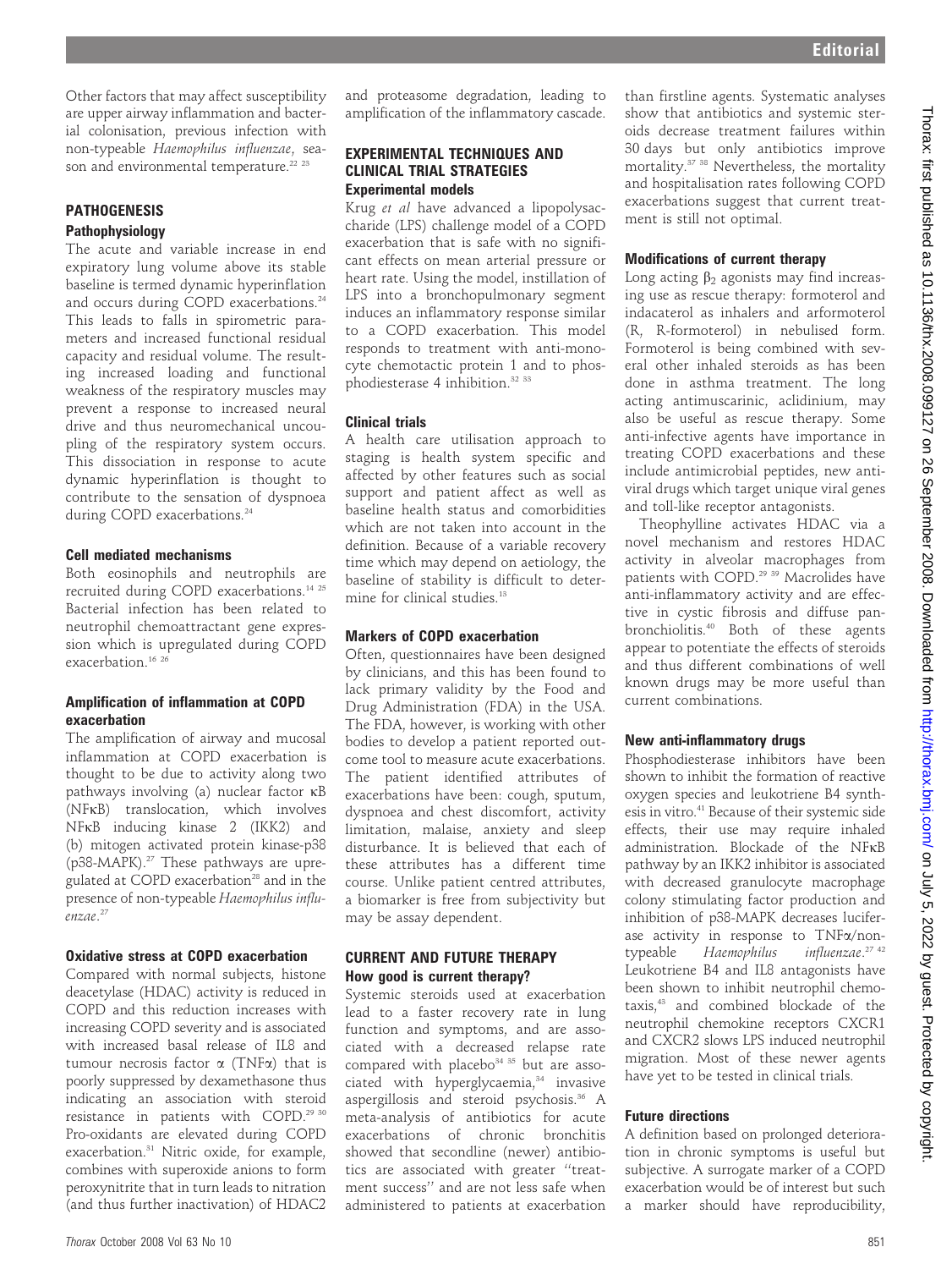Other factors that may affect susceptibility are upper airway inflammation and bacterial colonisation, previous infection with non-typeable *Haemophilus influenzae*, season and environmental temperature.[22 23]

## PATHOGENESIS

### Pathophysiology

The acute and variable increase in end expiratory lung volume above its stable baseline is termed dynamic hyperinflation and occurs during COPD exacerbations.[24] This leads to falls in spirometric parameters and increased functional residual capacity and residual volume. The resulting increased loading and functional weakness of the respiratory muscles may prevent a response to increased neural drive and thus neuromechanical uncoupling of the respiratory system occurs. This dissociation in response to acute dynamic hyperinflation is thought to contribute to the sensation of dyspnoea during COPD exacerbations.[24]

### Cell mediated mechanisms

Both eosinophils and neutrophils are recruited during COPD exacerbations.[14 25] Bacterial infection has been related to neutrophil chemoattractant gene expression which is upregulated during COPD exacerbation.[16 26]

### Amplification of inflammation at COPD exacerbation

The amplification of airway and mucosal inflammation at COPD exacerbation is thought to be due to activity along two pathways involving (a) nuclear factor κB (NFκB) translocation, which involves NFκB inducing kinase 2 (IKK2) and (b) mitogen activated protein kinase-p38 (p38-MAPK).[27] These pathways are upregulated at COPD exacerbation[28] and in the presence of non-typeable *Haemophilus influenzae*.[27]

### Oxidative stress at COPD exacerbation

Compared with normal subjects, histone deacetylase (HDAC) activity is reduced in COPD and this reduction increases with increasing COPD severity and is associated with increased basal release of IL8 and tumour necrosis factor α (TNFα) that is poorly suppressed by dexamethasone thus indicating an association with steroid resistance in patients with COPD.[29 30] Pro-oxidants are elevated during COPD exacerbation.[31] Nitric oxide, for example, combines with superoxide anions to form peroxynitrite that in turn leads to nitration (and thus further inactivation) of HDAC2 and proteasome degradation, leading to amplification of the inflammatory cascade.

## EXPERIMENTAL TECHNIQUES AND CLINICAL TRIAL STRATEGIES

### Experimental models

Krug *et al* have advanced a lipopolysaccharide (LPS) challenge model of a COPD exacerbation that is safe with no significant effects on mean arterial pressure or heart rate. Using the model, instillation of LPS into a bronchopulmonary segment induces an inflammatory response similar to a COPD exacerbation. This model responds to treatment with anti-monocyte chemotactic protein 1 and to phosphodiesterase 4 inhibition.[32 33]

### Clinical trials

A health care utilisation approach to staging is health system specific and affected by other features such as social support and patient affect as well as baseline health status and comorbidities which are not taken into account in the definition. Because of a variable recovery time which may depend on aetiology, the baseline of stability is difficult to determine for clinical studies.[15]

### Markers of COPD exacerbation

Often, questionnaires have been designed by clinicians, and this has been found to lack primary validity by the Food and Drug Administration (FDA) in the USA. The FDA, however, is working with other bodies to develop a patient reported outcome tool to measure acute exacerbations. The patient identified attributes of exacerbations have been: cough, sputum, dyspnoea and chest discomfort, activity limitation, malaise, anxiety and sleep disturbance. It is believed that each of these attributes has a different time course. Unlike patient centred attributes, a biomarker is free from subjectivity but may be assay dependent.

## CURRENT AND FUTURE THERAPY

### How good is current therapy?

Systemic steroids used at exacerbation lead to a faster recovery rate in lung function and symptoms, and are associated with a decreased relapse rate compared with placebo[34 35] but are associated with hyperglycaemia,[34] invasive aspergillosis and steroid psychosis.[36] A meta-analysis of antibiotics for acute exacerbations of chronic bronchitis showed that secondline (newer) antibiotics are associated with greater "treatment success" and are not less safe when administered to patients at exacerbation than firstline agents. Systematic analyses show that antibiotics and systemic steroids decrease treatment failures within 30 days but only antibiotics improve mortality.[37 38] Nevertheless, the mortality and hospitalisation rates following COPD exacerbations suggest that current treatment is still not optimal.

### Modifications of current therapy

Long acting $\beta_2$ agonists may find increasing use as rescue therapy: formoterol and indacaterol as inhalers and arformoterol (R, R-formoterol) in nebulised form. Formoterol is being combined with several other inhaled steroids as has been done in asthma treatment. The long acting antimuscarinic, aclidinium, may also be useful as rescue therapy. Some anti-infective agents have importance in treating COPD exacerbations and these include antimicrobial peptides, new antiviral drugs which target unique viral genes and toll-like receptor antagonists.

Theophylline activates HDAC via a novel mechanism and restores HDAC activity in alveolar macrophages from patients with COPD.[29 39] Macrolides have anti-inflammatory activity and are effective in cystic fibrosis and diffuse panbronchiolitis.[40] Both of these agents appear to potentiate the effects of steroids and thus different combinations of well known drugs may be more useful than current combinations.

### New anti-inflammatory drugs

Phosphodiesterase inhibitors have been shown to inhibit the formation of reactive oxygen species and leukotriene B4 synthesis in vitro.[41] Because of their systemic side effects, their use may require inhaled administration. Blockade of the NFκB pathway by an IKK2 inhibitor is associated with decreased granulocyte macrophage colony stimulating factor production and inhibition of p38-MAPK decreases luciferase activity in response to TNFα/non-typeable *Haemophilus influenzae*.[27 42] Leukotriene B4 and IL8 antagonists have been shown to inhibit neutrophil chemotaxis,[43] and combined blockade of the neutrophil chemokine receptors CXCR1 and CXCR2 slows LPS induced neutrophil migration. Most of these newer agents have yet to be tested in clinical trials.

### Future directions

A definition based on prolonged deterioration in chronic symptoms is useful but subjective. A surrogate marker of a COPD exacerbation would be of interest but such a marker should have reproducibility,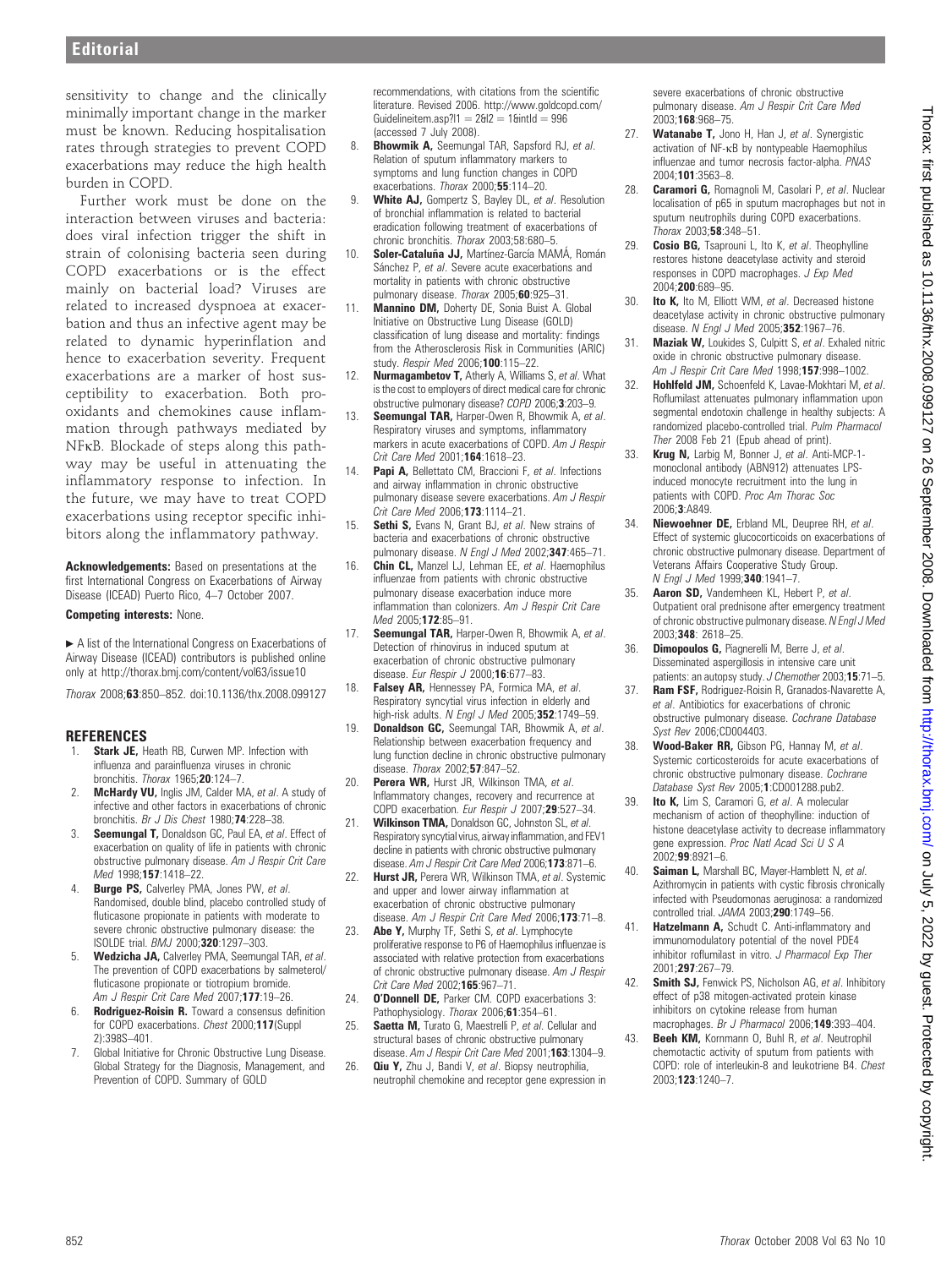sensitivity to change and the clinically minimally important change in the marker must be known. Reducing hospitalisation rates through strategies to prevent COPD exacerbations may reduce the high health burden in COPD.

Further work must be done on the interaction between viruses and bacteria: does viral infection trigger the shift in strain of colonising bacteria seen during COPD exacerbations or is the effect mainly on bacterial load? Viruses are related to increased dyspnoea at exacerbation and thus an infective agent may be related to dynamic hyperinflation and hence to exacerbation severity. Frequent exacerbations are a marker of host susceptibility to exacerbation. Both pro-oxidants and chemokines cause inflammation through pathways mediated by NFκB. Blockade of steps along this pathway may be useful in attenuating the inflammatory response to infection. In the future, we may have to treat COPD exacerbations using receptor specific inhibitors along the inflammatory pathway.

**Acknowledgements:** Based on presentations at the first International Congress on Exacerbations of Airway Disease (ICEAD) Puerto Rico, 4–7 October 2007.

**Competing interests:** None.

▶ A list of the International Congress on Exacerbations of Airway Disease (ICEAD) contributors is published online only at http://thorax.bmj.com/content/vol63/issue10

*Thorax* 2008;**63**:850–852. doi:10.1136/thx.2008.099127

## REFERENCES

1. **Stark JE,** Heath RB, Curwen MP. Infection with influenza and parainfluenza viruses in chronic bronchitis. *Thorax* 1965;**20**:124–7.
2. **McHardy VU,** Inglis JM, Calder MA, *et al*. A study of infective and other factors in exacerbations of chronic bronchitis. *Br J Dis Chest* 1980;**74**:228–38.
3. **Seemungal T,** Donaldson GC, Paul EA, *et al*. Effect of exacerbation on quality of life in patients with chronic obstructive pulmonary disease. *Am J Respir Crit Care Med* 1998;**157**:1418–22.
4. **Burge PS,** Calverley PMA, Jones PW, *et al*. Randomised, double blind, placebo controlled study of fluticasone propionate in patients with moderate to severe chronic obstructive pulmonary disease: the ISOLDE trial. *BMJ* 2000;**320**:1297–303.
5. **Wedzicha JA,** Calverley PMA, Seemungal TAR, *et al*. The prevention of COPD exacerbations by salmeterol/fluticasone propionate or tiotropium bromide. *Am J Respir Crit Care Med* 2007;**177**:19–26.
6. **Rodriguez-Roisin R.** Toward a consensus definition for COPD exacerbations. *Chest* 2000;**117**(Suppl 2):398S–401.
7. Global Initiative for Chronic Obstructive Lung Disease. Global Strategy for the Diagnosis, Management, and Prevention of COPD. Summary of GOLD recommendations, with citations from the scientific literature. Revised 2006. http://www.goldcopd.com/Guidelineitem.asp?l1 = 2&l2 = 1&intId = 996 (accessed 7 July 2008).
8. **Bhowmik A,** Seemungal TAR, Sapsford RJ, *et al*. Relation of sputum inflammatory markers to symptoms and lung function changes in COPD exacerbations. *Thorax* 2000;**55**:114–20.
9. **White AJ,** Gompertz S, Bayley DL, *et al*. Resolution of bronchial inflammation is related to bacterial eradication following treatment of exacerbations of chronic bronchitis. *Thorax* 2003;58:680–5.
10. **Soler-Cataluña JJ,** Martínez-García MAMÁ, Román Sánchez P, *et al*. Severe acute exacerbations and mortality in patients with chronic obstructive pulmonary disease. *Thorax* 2005;**60**:925–31.
11. **Mannino DM,** Doherty DE, Sonia Buist A. Global Initiative on Obstructive Lung Disease (GOLD) classification of lung disease and mortality: findings from the Atherosclerosis Risk in Communities (ARIC) study. *Respir Med* 2006;**100**:115–22.
12. **Nurmagambetov T,** Atherly A, Williams S, *et al*. What is the cost to employers of direct medical care for chronic obstructive pulmonary disease? *COPD* 2006;**3**:203–9.
13. **Seemungal TAR,** Harper-Owen R, Bhowmik A, *et al*. Respiratory viruses and symptoms, inflammatory markers in acute exacerbations of COPD. *Am J Respir Crit Care Med* 2001;**164**:1618–23.
14. **Papi A,** Bellettato CM, Braccioni F, *et al*. Infections and airway inflammation in chronic obstructive pulmonary disease severe exacerbations. *Am J Respir Crit Care Med* 2006;**173**:1114–21.
15. **Sethi S,** Evans N, Grant BJ, *et al*. New strains of bacteria and exacerbations of chronic obstructive pulmonary disease. *N Engl J Med* 2002;**347**:465–71.
16. **Chin CL,** Manzel LJ, Lehman EE, *et al*. Haemophilus influenzae from patients with chronic obstructive pulmonary disease exacerbation induce more inflammation than colonizers. *Am J Respir Crit Care Med* 2005;**172**:85–91.
17. **Seemungal TAR,** Harper-Owen R, Bhowmik A, *et al*. Detection of rhinovirus in induced sputum at exacerbation of chronic obstructive pulmonary disease. *Eur Respir J* 2000;**16**:677–83.
18. **Falsey AR,** Hennessey PA, Formica MA, *et al*. Respiratory syncytial virus infection in elderly and high-risk adults. *N Engl J Med* 2005;**352**:1749–59.
19. **Donaldson GC,** Seemungal TAR, Bhowmik A, *et al*. Relationship between exacerbation frequency and lung function decline in chronic obstructive pulmonary disease. *Thorax* 2002;**57**:847–52.
20. **Perera WR,** Hurst JR, Wilkinson TMA, *et al*. Inflammatory changes, recovery and recurrence at COPD exacerbation. *Eur Respir J* 2007;**29**:527–34.
21. **Wilkinson TMA,** Donaldson GC, Johnston SL, *et al*. Respiratory syncytial virus, airway inflammation, and FEV1 decline in patients with chronic obstructive pulmonary disease. *Am J Respir Crit Care Med* 2006;**173**:871–6.
22. **Hurst JR,** Perera WR, Wilkinson TMA, *et al*. Systemic and upper and lower airway inflammation at exacerbation of chronic obstructive pulmonary disease. *Am J Respir Crit Care Med* 2006;**173**:71–8.
23. **Abe Y,** Murphy TF, Sethi S, *et al*. Lymphocyte proliferative response to P6 of Haemophilus influenzae is associated with relative protection from exacerbations of chronic obstructive pulmonary disease. *Am J Respir Crit Care Med* 2002;**165**:967–71.
24. **O'Donnell DE,** Parker CM. COPD exacerbations 3: Pathophysiology. *Thorax* 2006;**61**:354–61.
25. **Saetta M,** Turato G, Maestrelli P, *et al*. Cellular and structural bases of chronic obstructive pulmonary disease. *Am J Respir Crit Care Med* 2001;**163**:1304–9.
26. **Qiu Y,** Zhu J, Bandi V, *et al*. Biopsy neutrophilia, neutrophil chemokine and receptor gene expression in severe exacerbations of chronic obstructive pulmonary disease. *Am J Respir Crit Care Med* 2003;**168**:968–75.
27. **Watanabe T,** Jono H, Han J, *et al*. Synergistic activation of NF-κB by nontypeable Haemophilus influenzae and tumor necrosis factor-alpha. *PNAS* 2004;**101**:3563–8.
28. **Caramori G,** Romagnoli M, Casolari P, *et al*. Nuclear localisation of p65 in sputum macrophages but not in sputum neutrophils during COPD exacerbations. *Thorax* 2003;**58**:348–51.
29. **Cosio BG,** Tsaprouni L, Ito K, *et al*. Theophylline restores histone deacetylase activity and steroid responses in COPD macrophages. *J Exp Med* 2004;**200**:689–95.
30. **Ito K,** Ito M, Elliott WM, *et al*. Decreased histone deacetylase activity in chronic obstructive pulmonary disease. *N Engl J Med* 2005;**352**:1967–76.
31. **Maziak W,** Loukides S, Culpitt S, *et al*. Exhaled nitric oxide in chronic obstructive pulmonary disease. *Am J Respir Crit Care Med* 1998;**157**:998–1002.
32. **Hohlfeld JM,** Schoenfeld K, Lavae-Mokhtari M, *et al*. Roflumilast attenuates pulmonary inflammation upon segmental endotoxin challenge in healthy subjects: A randomized placebo-controlled trial. *Pulm Pharmacol Ther* 2008 Feb 21 (Epub ahead of print).
33. **Krug N,** Larbig M, Bonner J, *et al*. Anti-MCP-1-monoclonal antibody (ABN912) attenuates LPS-induced monocyte recruitment into the lung in patients with COPD. *Proc Am Thorac Soc* 2006;**3**:A849.
34. **Niewoehner DE,** Erbland ML, Deupree RH, *et al*. Effect of systemic glucocorticoids on exacerbations of chronic obstructive pulmonary disease. Department of Veterans Affairs Cooperative Study Group. *N Engl J Med* 1999;**340**:1941–7.
35. **Aaron SD,** Vandemheen KL, Hebert P, *et al*. Outpatient oral prednisone after emergency treatment of chronic obstructive pulmonary disease. *N Engl J Med* 2003;**348**: 2618–25.
36. **Dimopoulos G,** Piagnerelli M, Berre J, *et al*. Disseminated aspergillosis in intensive care unit patients: an autopsy study. *J Chemother* 2003;**15**:71–5.
37. **Ram FSF,** Rodriguez-Roisin R, Granados-Navarette A, *et al*. Antibiotics for exacerbations of chronic obstructive pulmonary disease. *Cochrane Database Syst Rev* 2006;CD004403.
38. **Wood-Baker RR,** Gibson PG, Hannay M, *et al*. Systemic corticosteroids for acute exacerbations of chronic obstructive pulmonary disease. *Cochrane Database Syst Rev* 2005;**1**:CD001288.pub2.
39. **Ito K,** Lim S, Caramori G, *et al*. A molecular mechanism of action of theophylline: induction of histone deacetylase activity to decrease inflammatory gene expression. *Proc Natl Acad Sci U S A* 2002;**99**:8921–6.
40. **Saiman L,** Marshall BC, Mayer-Hamblett N, *et al*. Azithromycin in patients with cystic fibrosis chronically infected with Pseudomonas aeruginosa: a randomized controlled trial. *JAMA* 2003;**290**:1749–56.
41. **Hatzelmann A,** Schudt C. Anti-inflammatory and immunomodulatory potential of the novel PDE4 inhibitor roflumilast in vitro. *J Pharmacol Exp Ther* 2001;**297**:267–79.
42. **Smith SJ,** Fenwick PS, Nicholson AG, *et al*. Inhibitory effect of p38 mitogen-activated protein kinase inhibitors on cytokine release from human macrophages. *Br J Pharmacol* 2006;**149**:393–404.
43. **Beeh KM,** Kornmann O, Buhl R, *et al*. Neutrophil chemotactic activity of sputum from patients with COPD: role of interleukin-8 and leukotriene B4. *Chest* 2003;**123**:1240–7.